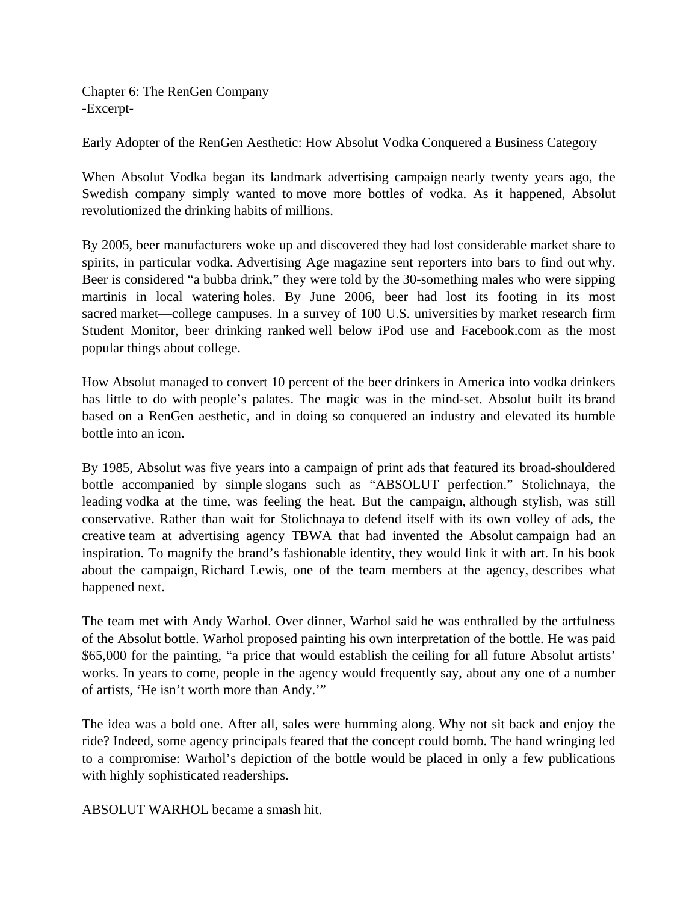Chapter 6: The RenGen Company
-Excerpt-

Early Adopter of the RenGen Aesthetic: How Absolut Vodka Conquered a Business Category

When Absolut Vodka began its landmark advertising campaign nearly twenty years ago, the Swedish company simply wanted to move more bottles of vodka. As it happened, Absolut revolutionized the drinking habits of millions.

By 2005, beer manufacturers woke up and discovered they had lost considerable market share to spirits, in particular vodka. Advertising Age magazine sent reporters into bars to find out why. Beer is considered "a bubba drink," they were told by the 30-something males who were sipping martinis in local watering holes. By June 2006, beer had lost its footing in its most sacred market—college campuses. In a survey of 100 U.S. universities by market research firm Student Monitor, beer drinking ranked well below iPod use and Facebook.com as the most popular things about college.

How Absolut managed to convert 10 percent of the beer drinkers in America into vodka drinkers has little to do with people's palates. The magic was in the mind-set. Absolut built its brand based on a RenGen aesthetic, and in doing so conquered an industry and elevated its humble bottle into an icon.

By 1985, Absolut was five years into a campaign of print ads that featured its broad-shouldered bottle accompanied by simple slogans such as "ABSOLUT perfection." Stolichnaya, the leading vodka at the time, was feeling the heat. But the campaign, although stylish, was still conservative. Rather than wait for Stolichnaya to defend itself with its own volley of ads, the creative team at advertising agency TBWA that had invented the Absolut campaign had an inspiration. To magnify the brand's fashionable identity, they would link it with art. In his book about the campaign, Richard Lewis, one of the team members at the agency, describes what happened next.

The team met with Andy Warhol. Over dinner, Warhol said he was enthralled by the artfulness of the Absolut bottle. Warhol proposed painting his own interpretation of the bottle. He was paid $65,000 for the painting, "a price that would establish the ceiling for all future Absolut artists' works. In years to come, people in the agency would frequently say, about any one of a number of artists, 'He isn't worth more than Andy.'"

The idea was a bold one. After all, sales were humming along. Why not sit back and enjoy the ride? Indeed, some agency principals feared that the concept could bomb. The hand wringing led to a compromise: Warhol's depiction of the bottle would be placed in only a few publications with highly sophisticated readerships.

ABSOLUT WARHOL became a smash hit.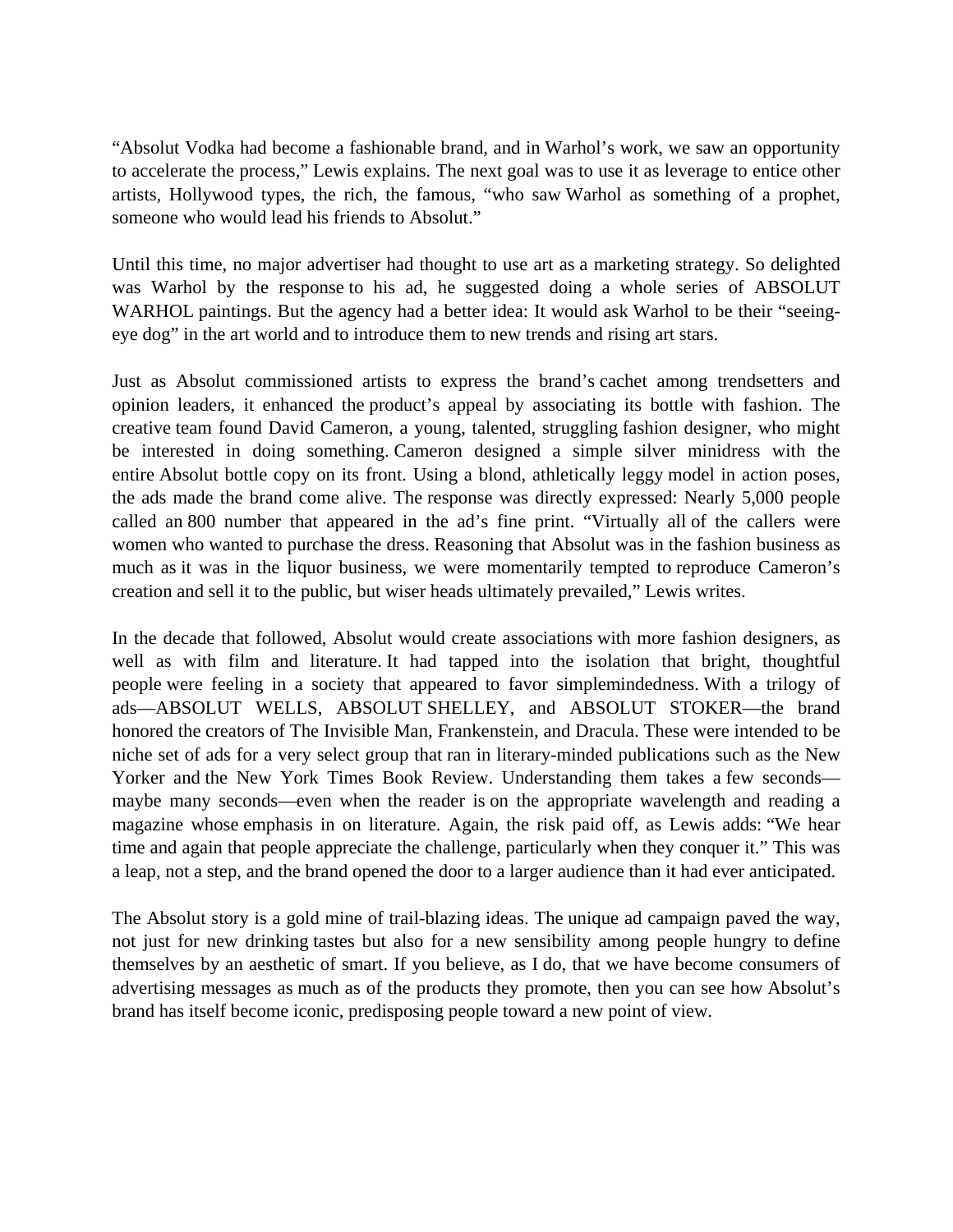"Absolut Vodka had become a fashionable brand, and in Warhol's work, we saw an opportunity to accelerate the process," Lewis explains. The next goal was to use it as leverage to entice other artists, Hollywood types, the rich, the famous, "who saw Warhol as something of a prophet, someone who would lead his friends to Absolut."

Until this time, no major advertiser had thought to use art as a marketing strategy. So delighted was Warhol by the response to his ad, he suggested doing a whole series of ABSOLUT WARHOL paintings. But the agency had a better idea: It would ask Warhol to be their "seeing-eye dog" in the art world and to introduce them to new trends and rising art stars.

Just as Absolut commissioned artists to express the brand's cachet among trendsetters and opinion leaders, it enhanced the product's appeal by associating its bottle with fashion. The creative team found David Cameron, a young, talented, struggling fashion designer, who might be interested in doing something. Cameron designed a simple silver minidress with the entire Absolut bottle copy on its front. Using a blond, athletically leggy model in action poses, the ads made the brand come alive. The response was directly expressed: Nearly 5,000 people called an 800 number that appeared in the ad's fine print. "Virtually all of the callers were women who wanted to purchase the dress. Reasoning that Absolut was in the fashion business as much as it was in the liquor business, we were momentarily tempted to reproduce Cameron's creation and sell it to the public, but wiser heads ultimately prevailed," Lewis writes.

In the decade that followed, Absolut would create associations with more fashion designers, as well as with film and literature. It had tapped into the isolation that bright, thoughtful people were feeling in a society that appeared to favor simplemindedness. With a trilogy of ads—ABSOLUT WELLS, ABSOLUT SHELLEY, and ABSOLUT STOKER—the brand honored the creators of The Invisible Man, Frankenstein, and Dracula. These were intended to be niche set of ads for a very select group that ran in literary-minded publications such as the New Yorker and the New York Times Book Review. Understanding them takes a few seconds—maybe many seconds—even when the reader is on the appropriate wavelength and reading a magazine whose emphasis in on literature. Again, the risk paid off, as Lewis adds: "We hear time and again that people appreciate the challenge, particularly when they conquer it." This was a leap, not a step, and the brand opened the door to a larger audience than it had ever anticipated.

The Absolut story is a gold mine of trail-blazing ideas. The unique ad campaign paved the way, not just for new drinking tastes but also for a new sensibility among people hungry to define themselves by an aesthetic of smart. If you believe, as I do, that we have become consumers of advertising messages as much as of the products they promote, then you can see how Absolut's brand has itself become iconic, predisposing people toward a new point of view.